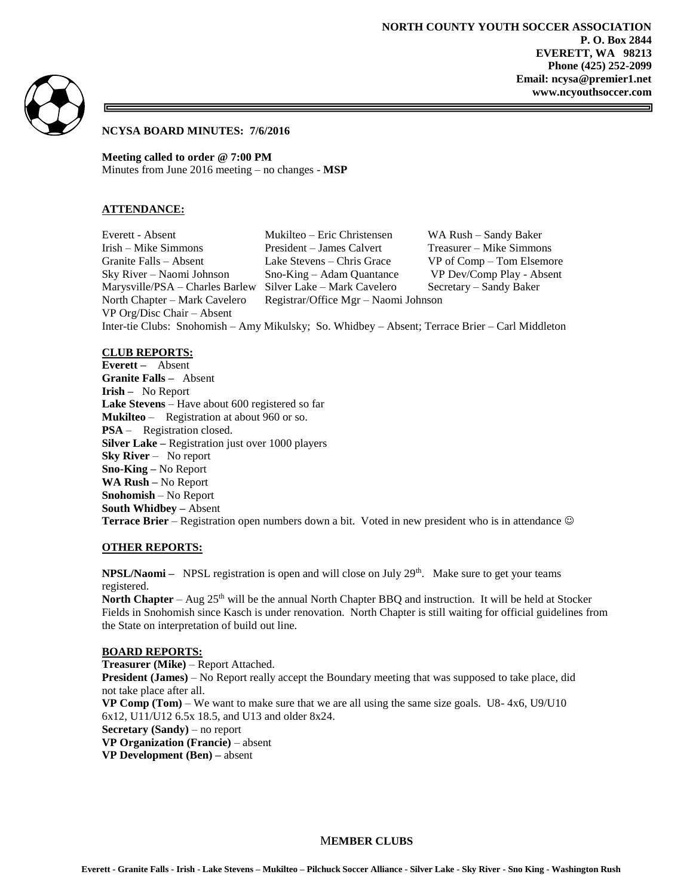**NORTH COUNTY YOUTH SOCCER ASSOCIATION**
**P. O. Box 2844**
**EVERETT, WA 98213**
**Phone (425) 252-2099**
**Email: ncysa@premier1.net**
**www.ncyouthsoccer.com**

**NCYSA BOARD MINUTES: 7/6/2016**

**Meeting called to order @ 7:00 PM**
Minutes from June 2016 meeting – no changes - **MSP**

## ATTENDANCE:

| | | |
|---|---|---|
| Everett - Absent | Mukilteo – Eric Christensen | WA Rush – Sandy Baker |
| Irish – Mike Simmons | President – James Calvert | Treasurer – Mike Simmons |
| Granite Falls – Absent | Lake Stevens – Chris Grace | VP of Comp – Tom Elsemore |
| Sky River – Naomi Johnson | Sno-King – Adam Quantance | VP Dev/Comp Play - Absent |
| Marysville/PSA – Charles Barlew | Silver Lake – Mark Cavelero | Secretary – Sandy Baker |
| North Chapter – Mark Cavelero | Registrar/Office Mgr – Naomi Johnson | |
| VP Org/Disc Chair – Absent | | |

Inter-tie Clubs: Snohomish – Amy Mikulsky; So. Whidbey – Absent; Terrace Brier – Carl Middleton

## CLUB REPORTS:

**Everett –** Absent
**Granite Falls –** Absent
**Irish –** No Report
**Lake Stevens** – Have about 600 registered so far
**Mukilteo** – Registration at about 960 or so.
**PSA** – Registration closed.
**Silver Lake –** Registration just over 1000 players
**Sky River** – No report
**Sno-King –** No Report
**WA Rush –** No Report
**Snohomish** – No Report
**South Whidbey –** Absent
**Terrace Brier** – Registration open numbers down a bit. Voted in new president who is in attendance ☺

## OTHER REPORTS:

**NPSL/Naomi –** NPSL registration is open and will close on July 29th. Make sure to get your teams registered.
**North Chapter** – Aug 25th will be the annual North Chapter BBQ and instruction. It will be held at Stocker Fields in Snohomish since Kasch is under renovation. North Chapter is still waiting for official guidelines from the State on interpretation of build out line.

## BOARD REPORTS:

**Treasurer (Mike)** – Report Attached.
**President (James)** – No Report really accept the Boundary meeting that was supposed to take place, did not take place after all.
**VP Comp (Tom)** – We want to make sure that we are all using the same size goals. U8- 4x6, U9/U10 6x12, U11/U12 6.5x 18.5, and U13 and older 8x24.
**Secretary (Sandy)** – no report
**VP Organization (Francie)** – absent
**VP Development (Ben) –** absent

**MEMBER CLUBS**

**Everett - Granite Falls - Irish - Lake Stevens – Mukilteo – Pilchuck Soccer Alliance - Silver Lake - Sky River - Sno King - Washington Rush**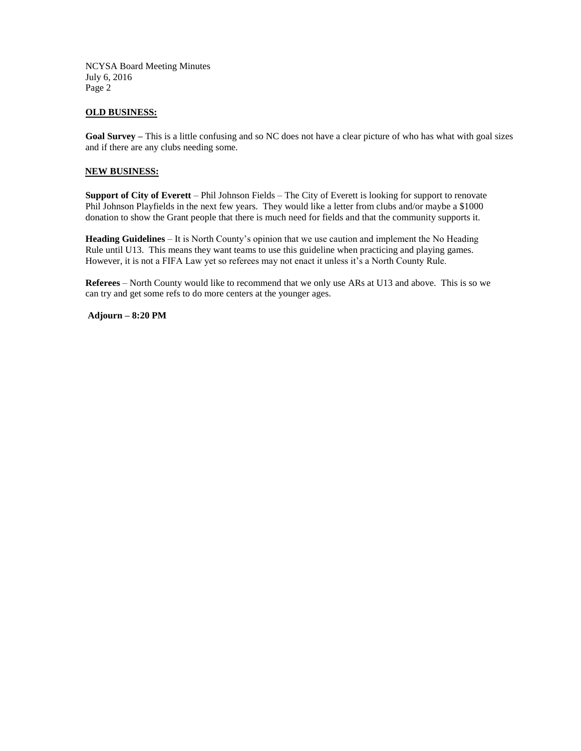## OLD BUSINESS:

**Goal Survey –** This is a little confusing and so NC does not have a clear picture of who has what with goal sizes and if there are any clubs needing some.

## NEW BUSINESS:

**Support of City of Everett** – Phil Johnson Fields – The City of Everett is looking for support to renovate Phil Johnson Playfields in the next few years. They would like a letter from clubs and/or maybe a $1000 donation to show the Grant people that there is much need for fields and that the community supports it.

**Heading Guidelines** – It is North County's opinion that we use caution and implement the No Heading Rule until U13. This means they want teams to use this guideline when practicing and playing games. However, it is not a FIFA Law yet so referees may not enact it unless it's a North County Rule.

**Referees** – North County would like to recommend that we only use ARs at U13 and above. This is so we can try and get some refs to do more centers at the younger ages.

**Adjourn – 8:20 PM**